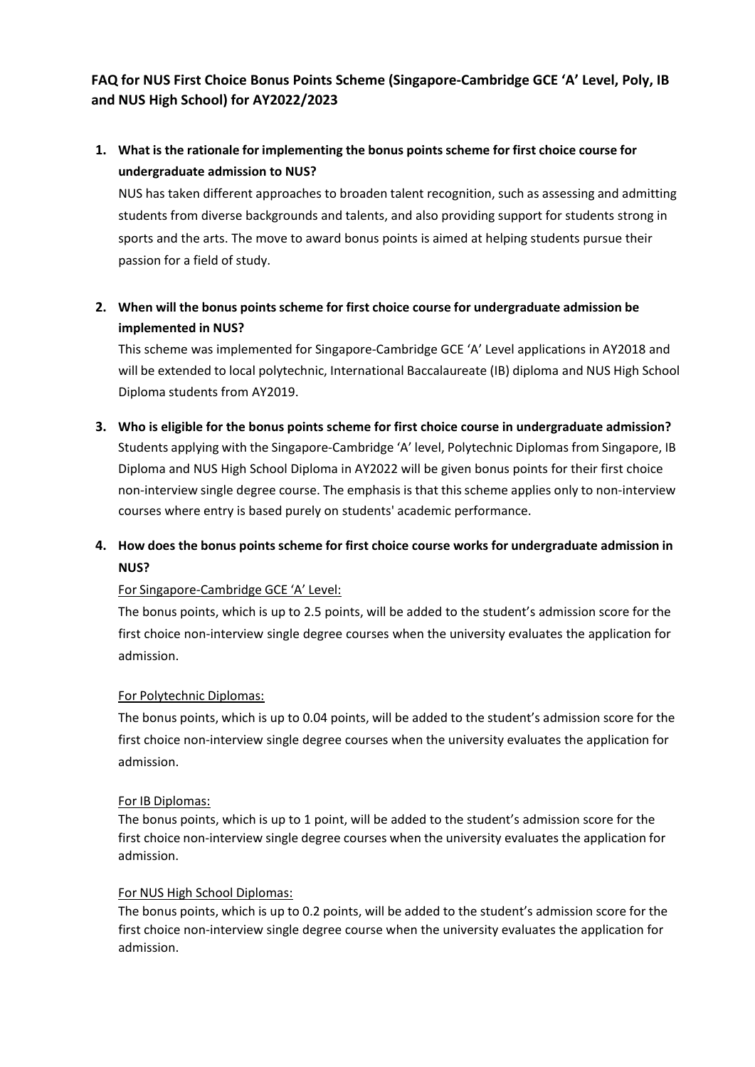## FAQ for NUS First Choice Bonus Points Scheme (Singapore-Cambridge GCE 'A' Level, Poly, IB and NUS High School) for AY2022/2023

1. **What is the rationale for implementing the bonus points scheme for first choice course for undergraduate admission to NUS?**

   NUS has taken different approaches to broaden talent recognition, such as assessing and admitting students from diverse backgrounds and talents, and also providing support for students strong in sports and the arts. The move to award bonus points is aimed at helping students pursue their passion for a field of study.

2. **When will the bonus points scheme for first choice course for undergraduate admission be implemented in NUS?**

   This scheme was implemented for Singapore-Cambridge GCE 'A' Level applications in AY2018 and will be extended to local polytechnic, International Baccalaureate (IB) diploma and NUS High School Diploma students from AY2019.

3. **Who is eligible for the bonus points scheme for first choice course in undergraduate admission?**

   Students applying with the Singapore-Cambridge 'A' level, Polytechnic Diplomas from Singapore, IB Diploma and NUS High School Diploma in AY2022 will be given bonus points for their first choice non-interview single degree course. The emphasis is that this scheme applies only to non-interview courses where entry is based purely on students' academic performance.

4. **How does the bonus points scheme for first choice course works for undergraduate admission in NUS?**

   For Singapore-Cambridge GCE 'A' Level:

   The bonus points, which is up to 2.5 points, will be added to the student's admission score for the first choice non-interview single degree courses when the university evaluates the application for admission.

   For Polytechnic Diplomas:

   The bonus points, which is up to 0.04 points, will be added to the student's admission score for the first choice non-interview single degree courses when the university evaluates the application for admission.

   For IB Diplomas:

   The bonus points, which is up to 1 point, will be added to the student's admission score for the first choice non-interview single degree courses when the university evaluates the application for admission.

   For NUS High School Diplomas:

   The bonus points, which is up to 0.2 points, will be added to the student's admission score for the first choice non-interview single degree course when the university evaluates the application for admission.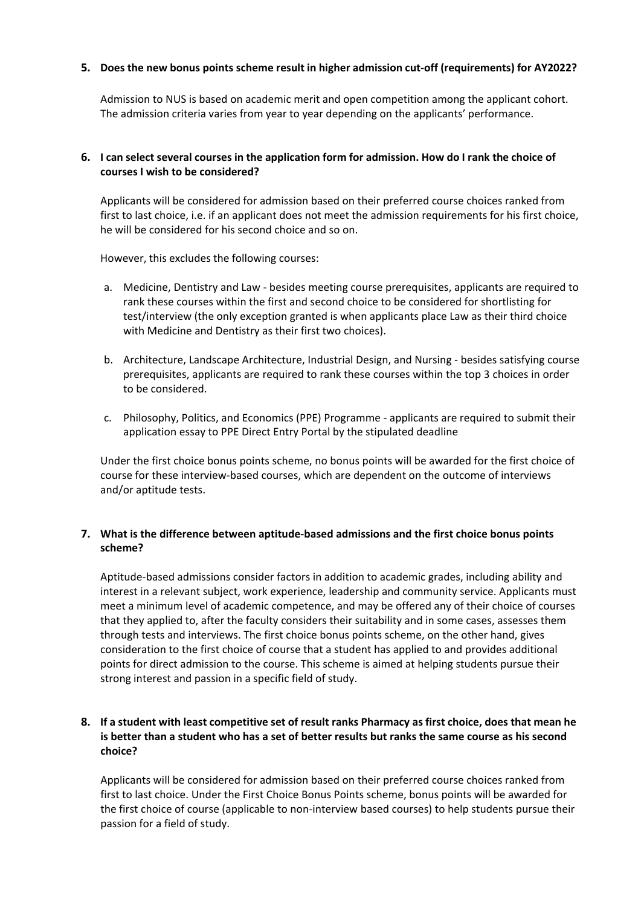**5. Does the new bonus points scheme result in higher admission cut-off (requirements) for AY2022?**

Admission to NUS is based on academic merit and open competition among the applicant cohort. The admission criteria varies from year to year depending on the applicants' performance.

**6. I can select several courses in the application form for admission. How do I rank the choice of courses I wish to be considered?**

Applicants will be considered for admission based on their preferred course choices ranked from first to last choice, i.e. if an applicant does not meet the admission requirements for his first choice, he will be considered for his second choice and so on.

However, this excludes the following courses:

a. Medicine, Dentistry and Law - besides meeting course prerequisites, applicants are required to rank these courses within the first and second choice to be considered for shortlisting for test/interview (the only exception granted is when applicants place Law as their third choice with Medicine and Dentistry as their first two choices).

b. Architecture, Landscape Architecture, Industrial Design, and Nursing - besides satisfying course prerequisites, applicants are required to rank these courses within the top 3 choices in order to be considered.

c. Philosophy, Politics, and Economics (PPE) Programme - applicants are required to submit their application essay to PPE Direct Entry Portal by the stipulated deadline

Under the first choice bonus points scheme, no bonus points will be awarded for the first choice of course for these interview-based courses, which are dependent on the outcome of interviews and/or aptitude tests.

**7. What is the difference between aptitude-based admissions and the first choice bonus points scheme?**

Aptitude-based admissions consider factors in addition to academic grades, including ability and interest in a relevant subject, work experience, leadership and community service. Applicants must meet a minimum level of academic competence, and may be offered any of their choice of courses that they applied to, after the faculty considers their suitability and in some cases, assesses them through tests and interviews. The first choice bonus points scheme, on the other hand, gives consideration to the first choice of course that a student has applied to and provides additional points for direct admission to the course. This scheme is aimed at helping students pursue their strong interest and passion in a specific field of study.

**8. If a student with least competitive set of result ranks Pharmacy as first choice, does that mean he is better than a student who has a set of better results but ranks the same course as his second choice?**

Applicants will be considered for admission based on their preferred course choices ranked from first to last choice. Under the First Choice Bonus Points scheme, bonus points will be awarded for the first choice of course (applicable to non-interview based courses) to help students pursue their passion for a field of study.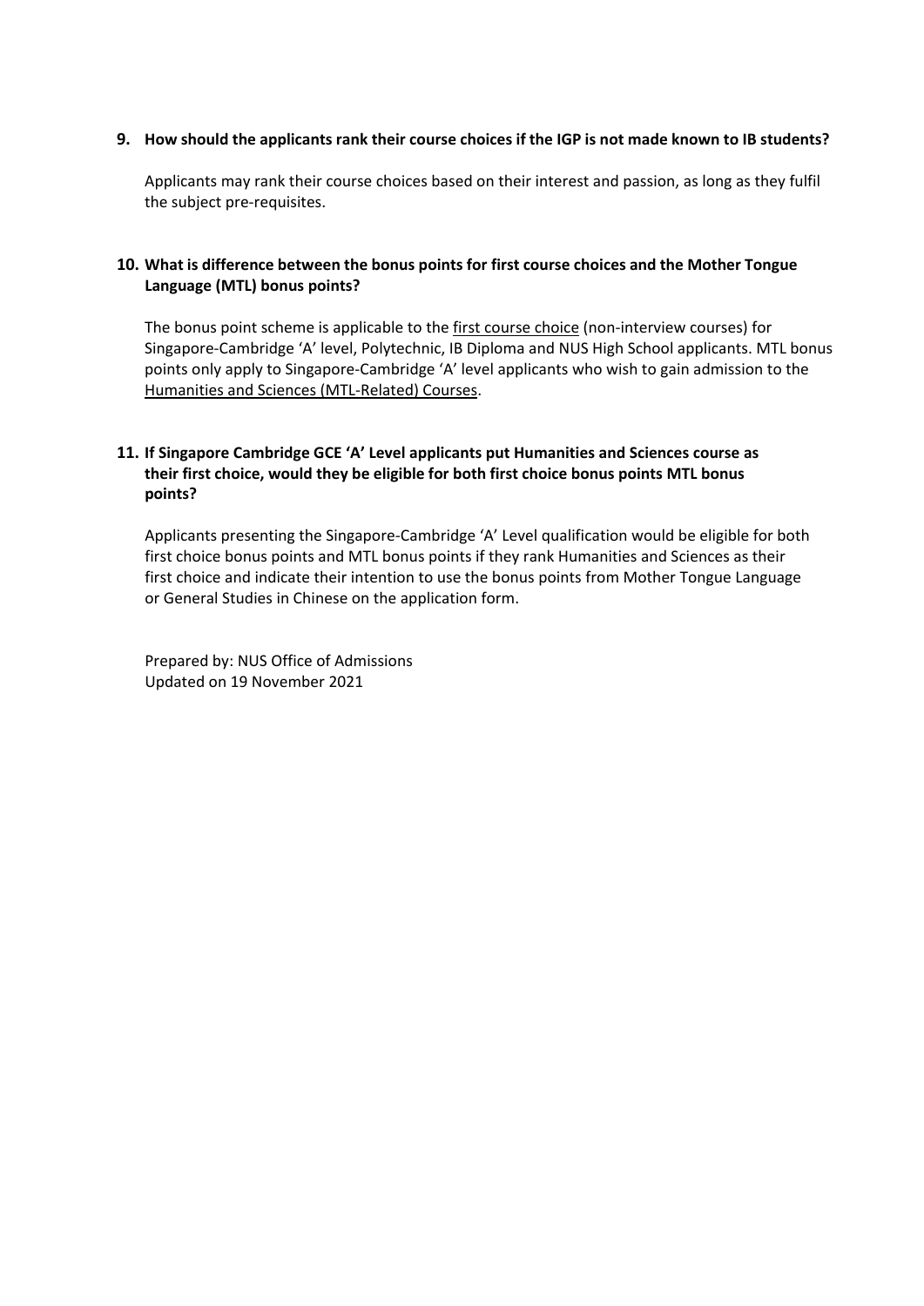**9. How should the applicants rank their course choices if the IGP is not made known to IB students?**

Applicants may rank their course choices based on their interest and passion, as long as they fulfil the subject pre-requisites.

**10. What is difference between the bonus points for first course choices and the Mother Tongue Language (MTL) bonus points?**

The bonus point scheme is applicable to the first course choice (non-interview courses) for Singapore-Cambridge 'A' level, Polytechnic, IB Diploma and NUS High School applicants. MTL bonus points only apply to Singapore-Cambridge 'A' level applicants who wish to gain admission to the Humanities and Sciences (MTL-Related) Courses.

**11. If Singapore Cambridge GCE 'A' Level applicants put Humanities and Sciences course as their first choice, would they be eligible for both first choice bonus points MTL bonus points?**

Applicants presenting the Singapore-Cambridge 'A' Level qualification would be eligible for both first choice bonus points and MTL bonus points if they rank Humanities and Sciences as their first choice and indicate their intention to use the bonus points from Mother Tongue Language or General Studies in Chinese on the application form.

Prepared by: NUS Office of Admissions
Updated on 19 November 2021